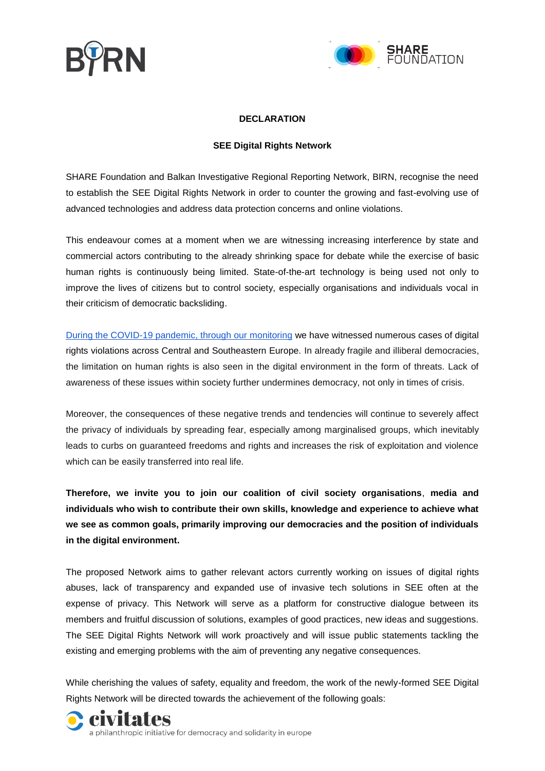**DECLARATION**

**SEE Digital Rights Network**

SHARE Foundation and Balkan Investigative Regional Reporting Network, BIRN, recognise the need to establish the SEE Digital Rights Network in order to counter the growing and fast-evolving use of advanced technologies and address data protection concerns and online violations.

This endeavour comes at a moment when we are witnessing increasing interference by state and commercial actors contributing to the already shrinking space for debate while the exercise of basic human rights is continuously being limited. State-of-the-art technology is being used not only to improve the lives of citizens but to control society, especially organisations and individuals vocal in their criticism of democratic backsliding.

During the COVID-19 pandemic, through our monitoring we have witnessed numerous cases of digital rights violations across Central and Southeastern Europe. In already fragile and illiberal democracies, the limitation on human rights is also seen in the digital environment in the form of threats. Lack of awareness of these issues within society further undermines democracy, not only in times of crisis.

Moreover, the consequences of these negative trends and tendencies will continue to severely affect the privacy of individuals by spreading fear, especially among marginalised groups, which inevitably leads to curbs on guaranteed freedoms and rights and increases the risk of exploitation and violence which can be easily transferred into real life.

**Therefore, we invite you to join our coalition of civil society organisations, media and individuals who wish to contribute their own skills, knowledge and experience to achieve what we see as common goals, primarily improving our democracies and the position of individuals in the digital environment.**

The proposed Network aims to gather relevant actors currently working on issues of digital rights abuses, lack of transparency and expanded use of invasive tech solutions in SEE often at the expense of privacy. This Network will serve as a platform for constructive dialogue between its members and fruitful discussion of solutions, examples of good practices, new ideas and suggestions. The SEE Digital Rights Network will work proactively and will issue public statements tackling the existing and emerging problems with the aim of preventing any negative consequences.

While cherishing the values of safety, equality and freedom, the work of the newly-formed SEE Digital Rights Network will be directed towards the achievement of the following goals: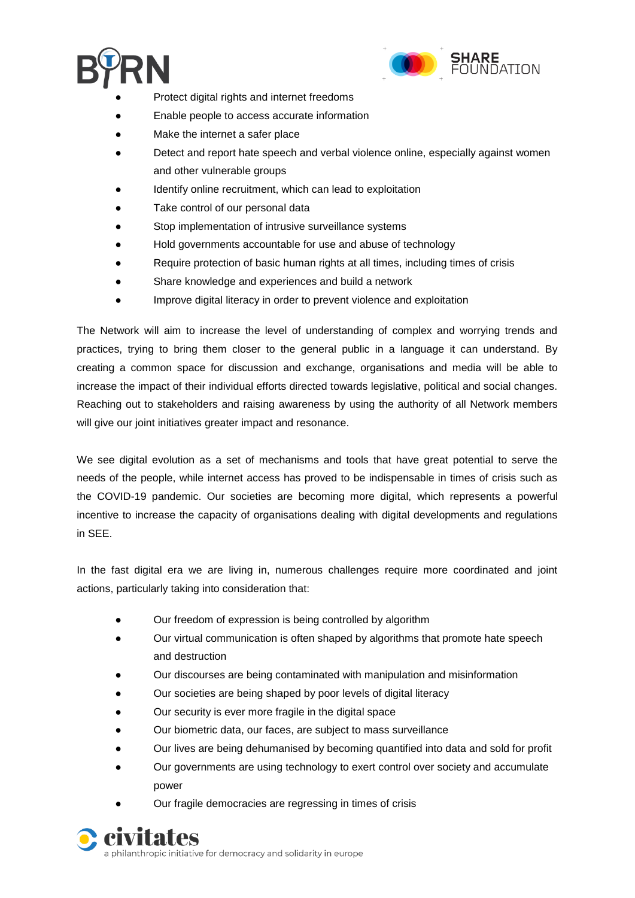- Protect digital rights and internet freedoms
- Enable people to access accurate information
- Make the internet a safer place
- Detect and report hate speech and verbal violence online, especially against women and other vulnerable groups
- Identify online recruitment, which can lead to exploitation
- Take control of our personal data
- Stop implementation of intrusive surveillance systems
- Hold governments accountable for use and abuse of technology
- Require protection of basic human rights at all times, including times of crisis
- Share knowledge and experiences and build a network
- Improve digital literacy in order to prevent violence and exploitation

The Network will aim to increase the level of understanding of complex and worrying trends and practices, trying to bring them closer to the general public in a language it can understand. By creating a common space for discussion and exchange, organisations and media will be able to increase the impact of their individual efforts directed towards legislative, political and social changes. Reaching out to stakeholders and raising awareness by using the authority of all Network members will give our joint initiatives greater impact and resonance.

We see digital evolution as a set of mechanisms and tools that have great potential to serve the needs of the people, while internet access has proved to be indispensable in times of crisis such as the COVID-19 pandemic. Our societies are becoming more digital, which represents a powerful incentive to increase the capacity of organisations dealing with digital developments and regulations in SEE.

In the fast digital era we are living in, numerous challenges require more coordinated and joint actions, particularly taking into consideration that:

- Our freedom of expression is being controlled by algorithm
- Our virtual communication is often shaped by algorithms that promote hate speech and destruction
- Our discourses are being contaminated with manipulation and misinformation
- Our societies are being shaped by poor levels of digital literacy
- Our security is ever more fragile in the digital space
- Our biometric data, our faces, are subject to mass surveillance
- Our lives are being dehumanised by becoming quantified into data and sold for profit
- Our governments are using technology to exert control over society and accumulate power
- Our fragile democracies are regressing in times of crisis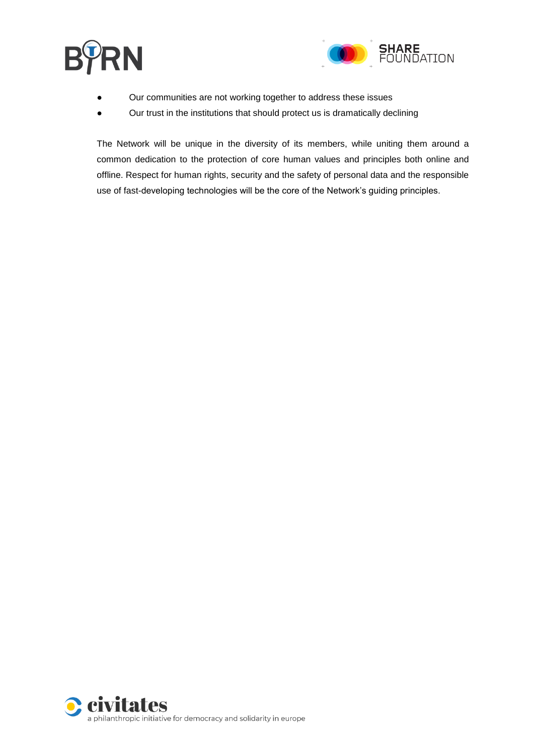- Our communities are not working together to address these issues
- Our trust in the institutions that should protect us is dramatically declining

The Network will be unique in the diversity of its members, while uniting them around a common dedication to the protection of core human values and principles both online and offline. Respect for human rights, security and the safety of personal data and the responsible use of fast-developing technologies will be the core of the Network's guiding principles.